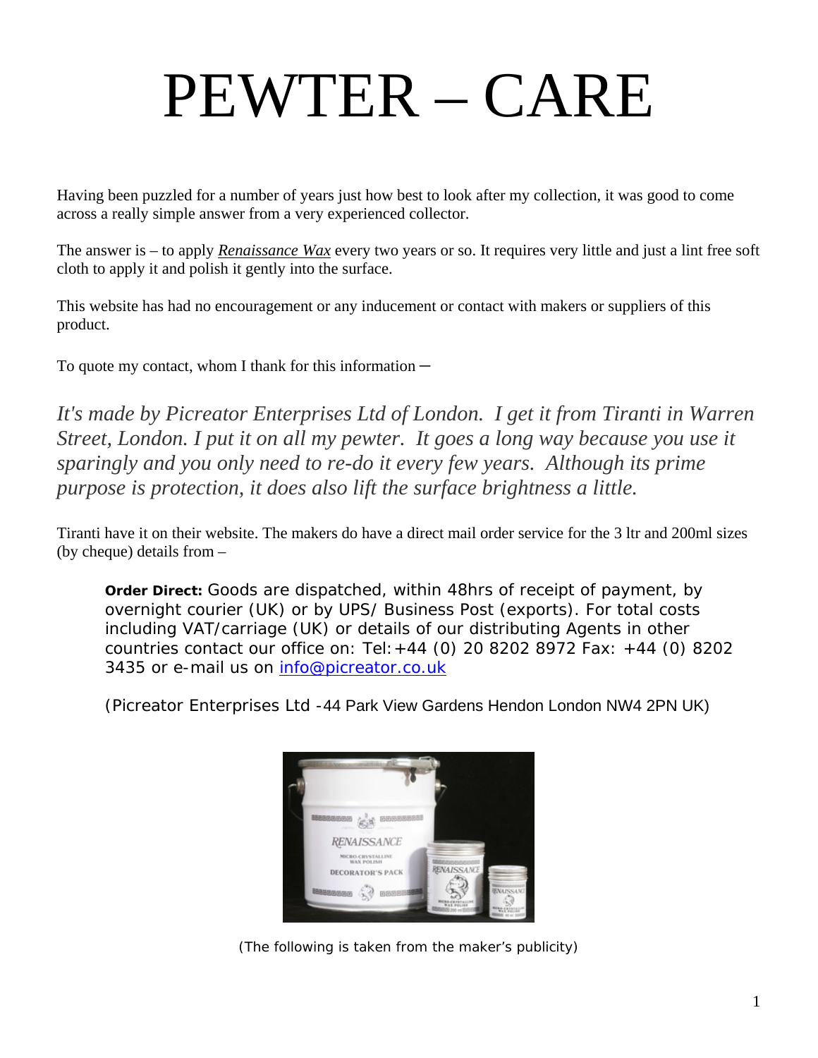# PEWTER – CARE

Having been puzzled for a number of years just how best to look after my collection, it was good to come across a really simple answer from a very experienced collector.

The answer is – to apply *Renaissance Wax* every two years or so. It requires very little and just a lint free soft cloth to apply it and polish it gently into the surface.

This website has had no encouragement or any inducement or contact with makers or suppliers of this product.

To quote my contact, whom I thank for this information –

*It's made by Picreator Enterprises Ltd of London. I get it from Tiranti in Warren Street, London. I put it on all my pewter. It goes a long way because you use it sparingly and you only need to re-do it every few years. Although its prime purpose is protection, it does also lift the surface brightness a little.*

Tiranti have it on their website. The makers do have a direct mail order service for the 3 ltr and 200ml sizes (by cheque) details from –

> **Order Direct:** Goods are dispatched, within 48hrs of receipt of payment, by overnight courier (UK) or by UPS/ Business Post (exports). For total costs including VAT/carriage (UK) or details of our distributing Agents in other countries contact our office on: Tel:+44 (0) 20 8202 8972 Fax: +44 (0) 8202 3435 or e-mail us on info@picreator.co.uk
>
> (Picreator Enterprises Ltd -44 Park View Gardens Hendon London NW4 2PN UK)

(The following is taken from the maker's publicity)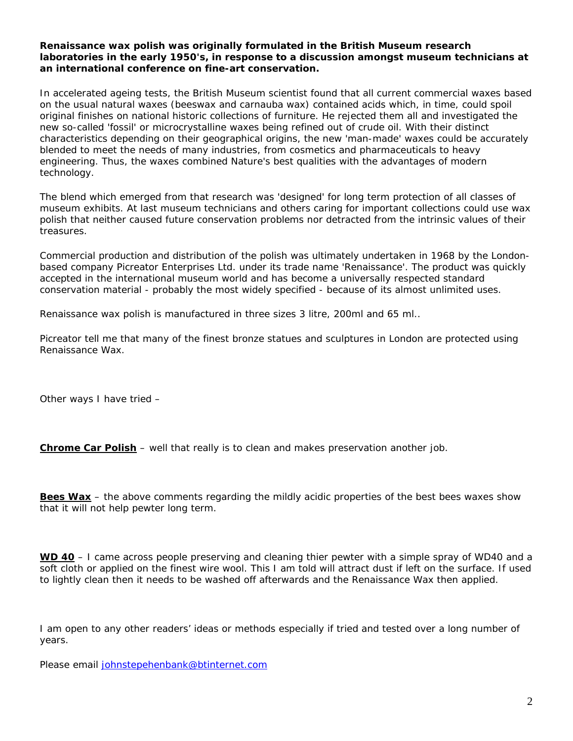**Renaissance wax polish was originally formulated in the British Museum research laboratories in the early 1950's, in response to a discussion amongst museum technicians at an international conference on fine-art conservation.**

In accelerated ageing tests, the British Museum scientist found that all current commercial waxes based on the usual natural waxes (beeswax and carnauba wax) contained acids which, in time, could spoil original finishes on national historic collections of furniture. He rejected them all and investigated the new so-called 'fossil' or microcrystalline waxes being refined out of crude oil. With their distinct characteristics depending on their geographical origins, the new 'man-made' waxes could be accurately blended to meet the needs of many industries, from cosmetics and pharmaceuticals to heavy engineering. Thus, the waxes combined Nature's best qualities with the advantages of modern technology.

The blend which emerged from that research was 'designed' for long term protection of all classes of museum exhibits. At last museum technicians and others caring for important collections could use wax polish that neither caused future conservation problems nor detracted from the intrinsic values of their treasures.

Commercial production and distribution of the polish was ultimately undertaken in 1968 by the London-based company Picreator Enterprises Ltd. under its trade name 'Renaissance'. The product was quickly accepted in the international museum world and has become a universally respected standard conservation material - probably the most widely specified - because of its almost unlimited uses.

Renaissance wax polish is manufactured in three sizes 3 litre, 200ml and 65 ml..

Picreator tell me that many of the finest bronze statues and sculptures in London are protected using Renaissance Wax.

Other ways I have tried –

**Chrome Car Polish** – well that really is to clean and makes preservation another job.

**Bees Wax** – the above comments regarding the mildly acidic properties of the best bees waxes show that it will not help pewter long term.

**WD 40** – I came across people preserving and cleaning thier pewter with a simple spray of WD40 and a soft cloth or applied on the finest wire wool. This I am told will attract dust if left on the surface. If used to lightly clean then it needs to be washed off afterwards and the Renaissance Wax then applied.

I am open to any other readers' ideas or methods especially if tried and tested over a long number of years.

Please email johnstepehenbank@btinternet.com